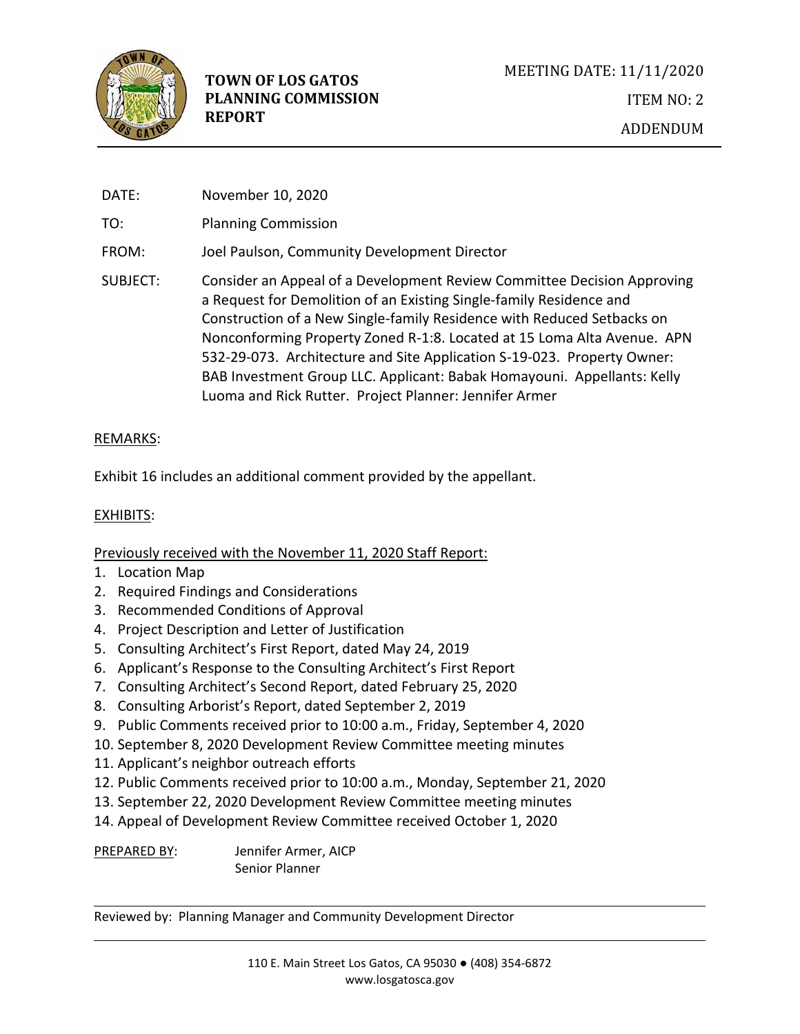# TOWN OF LOS GATOS PLANNING COMMISSION REPORT

MEETING DATE: 11/11/2020

ITEM NO: 2

ADDENDUM

DATE: November 10, 2020

TO: Planning Commission

FROM: Joel Paulson, Community Development Director

SUBJECT: Consider an Appeal of a Development Review Committee Decision Approving a Request for Demolition of an Existing Single-family Residence and Construction of a New Single-family Residence with Reduced Setbacks on Nonconforming Property Zoned R-1:8. Located at 15 Loma Alta Avenue. APN 532-29-073. Architecture and Site Application S-19-023. Property Owner: BAB Investment Group LLC. Applicant: Babak Homayouni. Appellants: Kelly Luoma and Rick Rutter. Project Planner: Jennifer Armer

## REMARKS:

Exhibit 16 includes an additional comment provided by the appellant.

## EXHIBITS:

Previously received with the November 11, 2020 Staff Report:

1. Location Map
2. Required Findings and Considerations
3. Recommended Conditions of Approval
4. Project Description and Letter of Justification
5. Consulting Architect's First Report, dated May 24, 2019
6. Applicant's Response to the Consulting Architect's First Report
7. Consulting Architect's Second Report, dated February 25, 2020
8. Consulting Arborist's Report, dated September 2, 2019
9. Public Comments received prior to 10:00 a.m., Friday, September 4, 2020
10. September 8, 2020 Development Review Committee meeting minutes
11. Applicant's neighbor outreach efforts
12. Public Comments received prior to 10:00 a.m., Monday, September 21, 2020
13. September 22, 2020 Development Review Committee meeting minutes
14. Appeal of Development Review Committee received October 1, 2020

PREPARED BY: Jennifer Armer, AICP
Senior Planner

Reviewed by: Planning Manager and Community Development Director

110 E. Main Street Los Gatos, CA 95030 ● (408) 354-6872
www.losgatosca.gov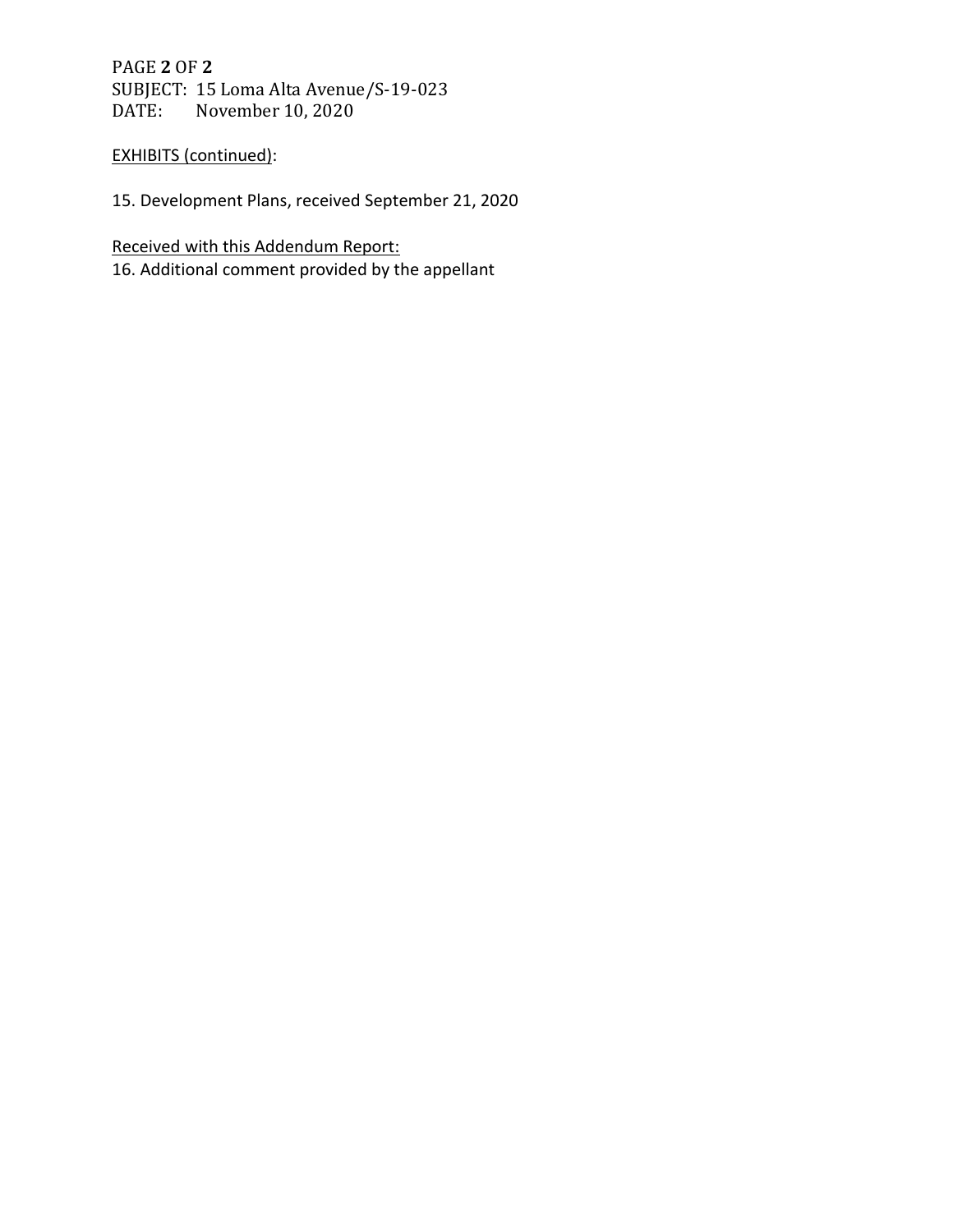SUBJECT: 15 Loma Alta Avenue/S-19-023
DATE: November 10, 2020

EXHIBITS (continued):

15. Development Plans, received September 21, 2020

Received with this Addendum Report:
16. Additional comment provided by the appellant